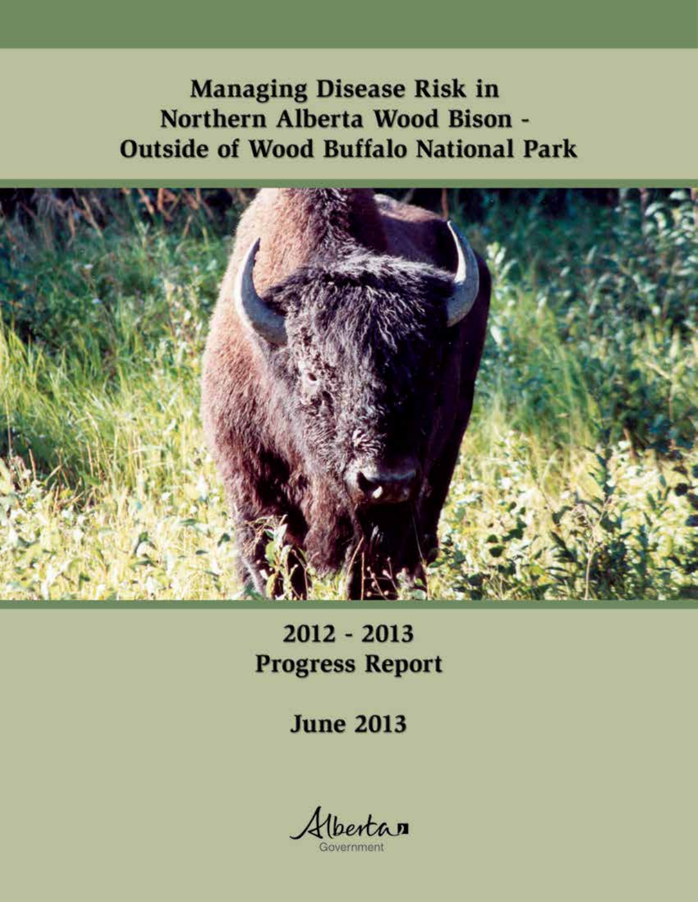# Managing Disease Risk in Northern Alberta Wood Bison - Outside of Wood Buffalo National Park

## 2012 - 2013 Progress Report

## June 2013

Alberta Government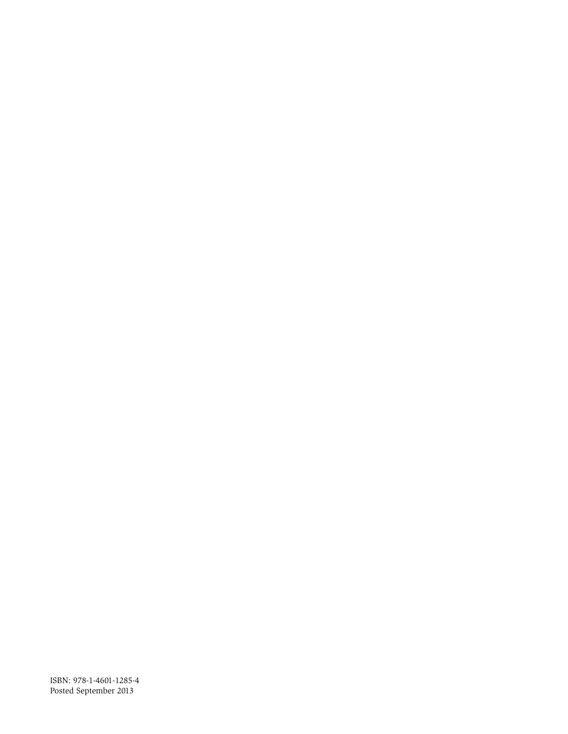ISBN: 978-1-4601-1285-4
Posted September 2013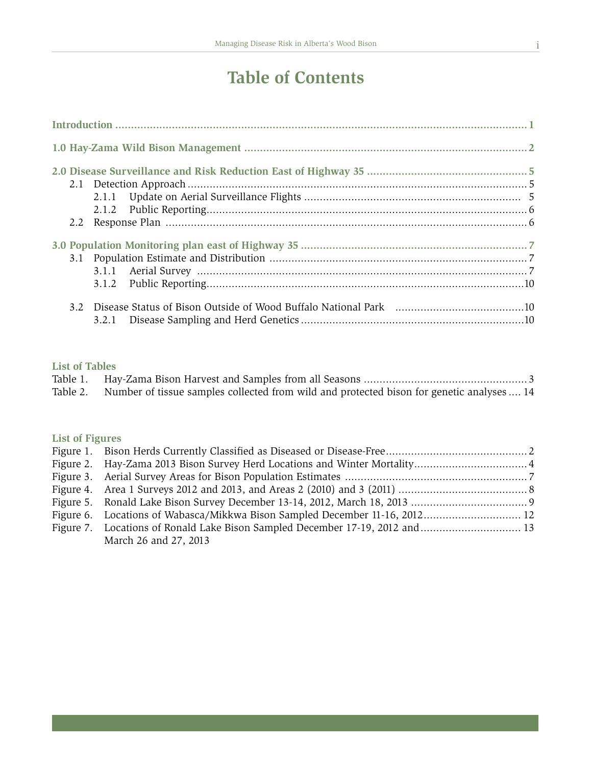# Table of Contents

**Introduction** .......... 1

**1.0 Hay-Zama Wild Bison Management** .......... 2

**2.0 Disease Surveillance and Risk Reduction East of Highway 35** .......... 5

- 2.1 Detection Approach .......... 5
  - 2.1.1 Update on Aerial Surveillance Flights .......... 5
  - 2.1.2 Public Reporting .......... 6
- 2.2 Response Plan .......... 6

**3.0 Population Monitoring plan east of Highway 35** .......... 7

- 3.1 Population Estimate and Distribution .......... 7
  - 3.1.1 Aerial Survey .......... 7
  - 3.1.2 Public Reporting .......... 10
- 3.2 Disease Status of Bison Outside of Wood Buffalo National Park .......... 10
  - 3.2.1 Disease Sampling and Herd Genetics .......... 10

**List of Tables**

Table 1. Hay-Zama Bison Harvest and Samples from all Seasons .......... 3
Table 2. Number of tissue samples collected from wild and protected bison for genetic analyses .......... 14

**List of Figures**

Figure 1. Bison Herds Currently Classified as Diseased or Disease-Free .......... 2
Figure 2. Hay-Zama 2013 Bison Survey Herd Locations and Winter Mortality .......... 4
Figure 3. Aerial Survey Areas for Bison Population Estimates .......... 7
Figure 4. Area 1 Surveys 2012 and 2013, and Areas 2 (2010) and 3 (2011) .......... 8
Figure 5. Ronald Lake Bison Survey December 13-14, 2012, March 18, 2013 .......... 9
Figure 6. Locations of Wabasca/Mikkwa Bison Sampled December 11-16, 2012 .......... 12
Figure 7. Locations of Ronald Lake Bison Sampled December 17-19, 2012 and March 26 and 27, 2013 .......... 13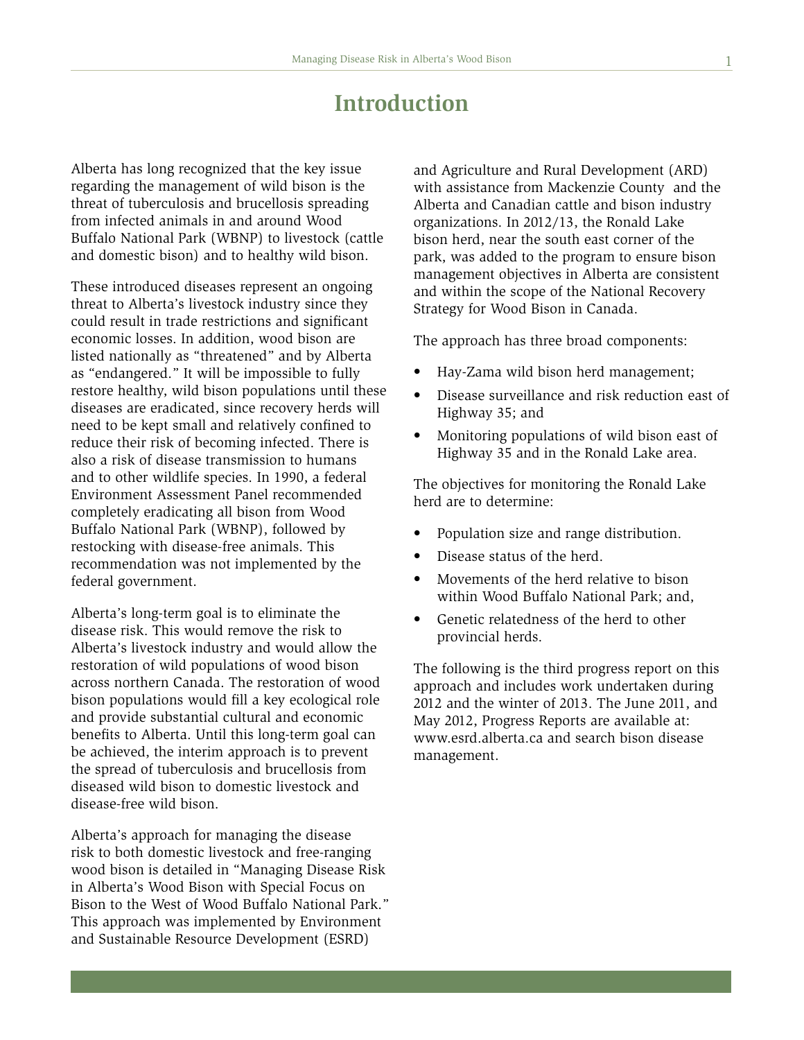# Introduction

Alberta has long recognized that the key issue regarding the management of wild bison is the threat of tuberculosis and brucellosis spreading from infected animals in and around Wood Buffalo National Park (WBNP) to livestock (cattle and domestic bison) and to healthy wild bison.

These introduced diseases represent an ongoing threat to Alberta's livestock industry since they could result in trade restrictions and significant economic losses. In addition, wood bison are listed nationally as "threatened" and by Alberta as "endangered." It will be impossible to fully restore healthy, wild bison populations until these diseases are eradicated, since recovery herds will need to be kept small and relatively confined to reduce their risk of becoming infected. There is also a risk of disease transmission to humans and to other wildlife species. In 1990, a federal Environment Assessment Panel recommended completely eradicating all bison from Wood Buffalo National Park (WBNP), followed by restocking with disease-free animals. This recommendation was not implemented by the federal government.

Alberta's long-term goal is to eliminate the disease risk. This would remove the risk to Alberta's livestock industry and would allow the restoration of wild populations of wood bison across northern Canada. The restoration of wood bison populations would fill a key ecological role and provide substantial cultural and economic benefits to Alberta. Until this long-term goal can be achieved, the interim approach is to prevent the spread of tuberculosis and brucellosis from diseased wild bison to domestic livestock and disease-free wild bison.

Alberta's approach for managing the disease risk to both domestic livestock and free-ranging wood bison is detailed in "Managing Disease Risk in Alberta's Wood Bison with Special Focus on Bison to the West of Wood Buffalo National Park." This approach was implemented by Environment and Sustainable Resource Development (ESRD) and Agriculture and Rural Development (ARD) with assistance from Mackenzie County and the Alberta and Canadian cattle and bison industry organizations. In 2012/13, the Ronald Lake bison herd, near the south east corner of the park, was added to the program to ensure bison management objectives in Alberta are consistent and within the scope of the National Recovery Strategy for Wood Bison in Canada.

The approach has three broad components:

- Hay-Zama wild bison herd management;
- Disease surveillance and risk reduction east of Highway 35; and
- Monitoring populations of wild bison east of Highway 35 and in the Ronald Lake area.

The objectives for monitoring the Ronald Lake herd are to determine:

- Population size and range distribution.
- Disease status of the herd.
- Movements of the herd relative to bison within Wood Buffalo National Park; and,
- Genetic relatedness of the herd to other provincial herds.

The following is the third progress report on this approach and includes work undertaken during 2012 and the winter of 2013. The June 2011, and May 2012, Progress Reports are available at: www.esrd.alberta.ca and search bison disease management.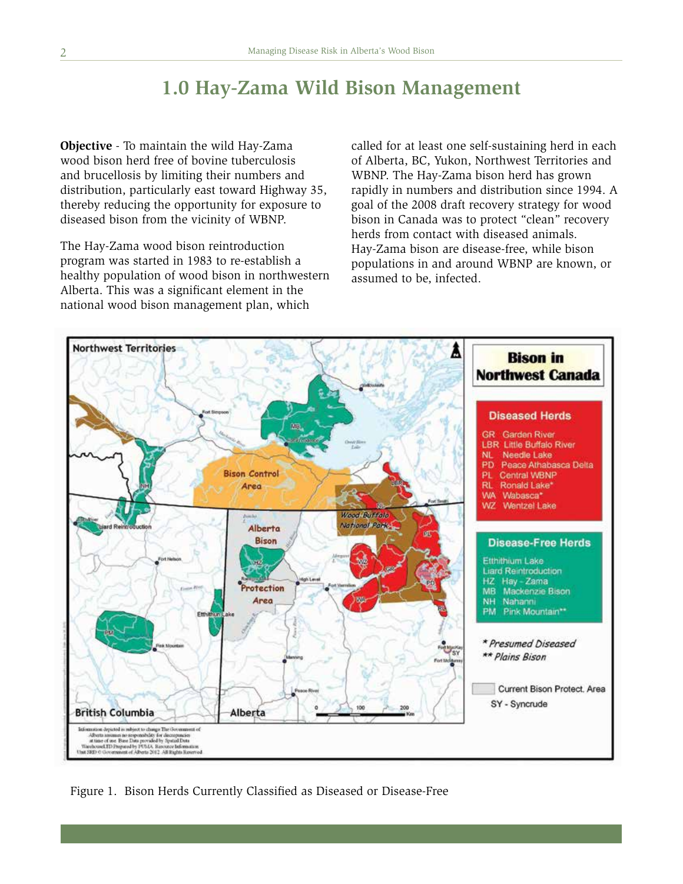# 1.0 Hay-Zama Wild Bison Management

**Objective** - To maintain the wild Hay-Zama wood bison herd free of bovine tuberculosis and brucellosis by limiting their numbers and distribution, particularly east toward Highway 35, thereby reducing the opportunity for exposure to diseased bison from the vicinity of WBNP.

The Hay-Zama wood bison reintroduction program was started in 1983 to re-establish a healthy population of wood bison in northwestern Alberta. This was a significant element in the national wood bison management plan, which called for at least one self-sustaining herd in each of Alberta, BC, Yukon, Northwest Territories and WBNP. The Hay-Zama bison herd has grown rapidly in numbers and distribution since 1994. A goal of the 2008 draft recovery strategy for wood bison in Canada was to protect "clean" recovery herds from contact with diseased animals. Hay-Zama bison are disease-free, while bison populations in and around WBNP are known, or assumed to be, infected.

Figure 1. Bison Herds Currently Classified as Diseased or Disease-Free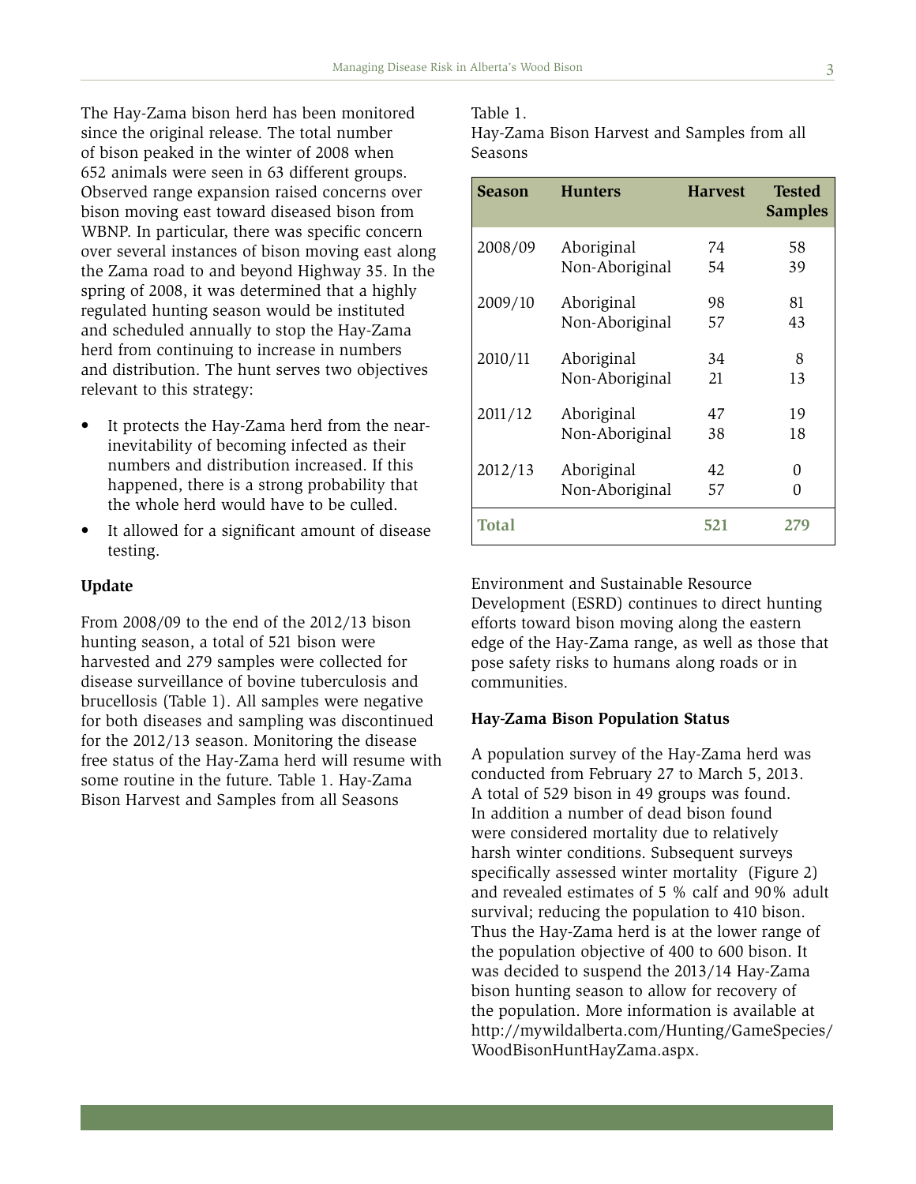The Hay-Zama bison herd has been monitored since the original release. The total number of bison peaked in the winter of 2008 when 652 animals were seen in 63 different groups. Observed range expansion raised concerns over bison moving east toward diseased bison from WBNP. In particular, there was specific concern over several instances of bison moving east along the Zama road to and beyond Highway 35. In the spring of 2008, it was determined that a highly regulated hunting season would be instituted and scheduled annually to stop the Hay-Zama herd from continuing to increase in numbers and distribution. The hunt serves two objectives relevant to this strategy:

- It protects the Hay-Zama herd from the near-inevitability of becoming infected as their numbers and distribution increased. If this happened, there is a strong probability that the whole herd would have to be culled.
- It allowed for a significant amount of disease testing.

**Update**

From 2008/09 to the end of the 2012/13 bison hunting season, a total of 521 bison were harvested and 279 samples were collected for disease surveillance of bovine tuberculosis and brucellosis (Table 1). All samples were negative for both diseases and sampling was discontinued for the 2012/13 season. Monitoring the disease free status of the Hay-Zama herd will resume with some routine in the future. Table 1. Hay-Zama Bison Harvest and Samples from all Seasons

Table 1.
Hay-Zama Bison Harvest and Samples from all Seasons

| Season | Hunters | Harvest | Tested Samples |
|---|---|---|---|
| 2008/09 | Aboriginal | 74 | 58 |
| | Non-Aboriginal | 54 | 39 |
| 2009/10 | Aboriginal | 98 | 81 |
| | Non-Aboriginal | 57 | 43 |
| 2010/11 | Aboriginal | 34 | 8 |
| | Non-Aboriginal | 21 | 13 |
| 2011/12 | Aboriginal | 47 | 19 |
| | Non-Aboriginal | 38 | 18 |
| 2012/13 | Aboriginal | 42 | 0 |
| | Non-Aboriginal | 57 | 0 |
| **Total** | | **521** | **279** |

Environment and Sustainable Resource Development (ESRD) continues to direct hunting efforts toward bison moving along the eastern edge of the Hay-Zama range, as well as those that pose safety risks to humans along roads or in communities.

**Hay-Zama Bison Population Status**

A population survey of the Hay-Zama herd was conducted from February 27 to March 5, 2013. A total of 529 bison in 49 groups was found. In addition a number of dead bison found were considered mortality due to relatively harsh winter conditions. Subsequent surveys specifically assessed winter mortality (Figure 2) and revealed estimates of 5 % calf and 90% adult survival; reducing the population to 410 bison. Thus the Hay-Zama herd is at the lower range of the population objective of 400 to 600 bison. It was decided to suspend the 2013/14 Hay-Zama bison hunting season to allow for recovery of the population. More information is available at http://mywildalberta.com/Hunting/GameSpecies/WoodBisonHuntHayZama.aspx.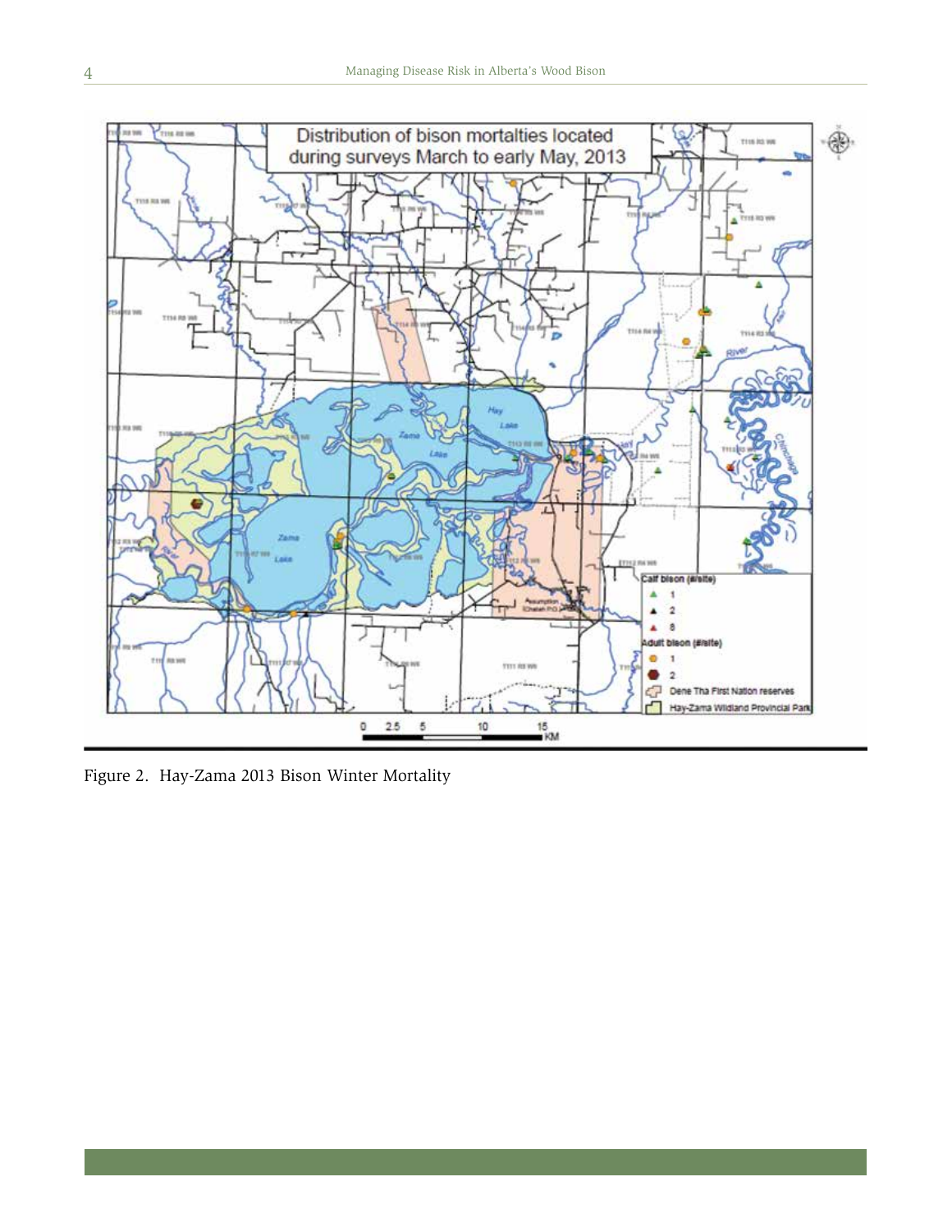Figure 2. Hay-Zama 2013 Bison Winter Mortality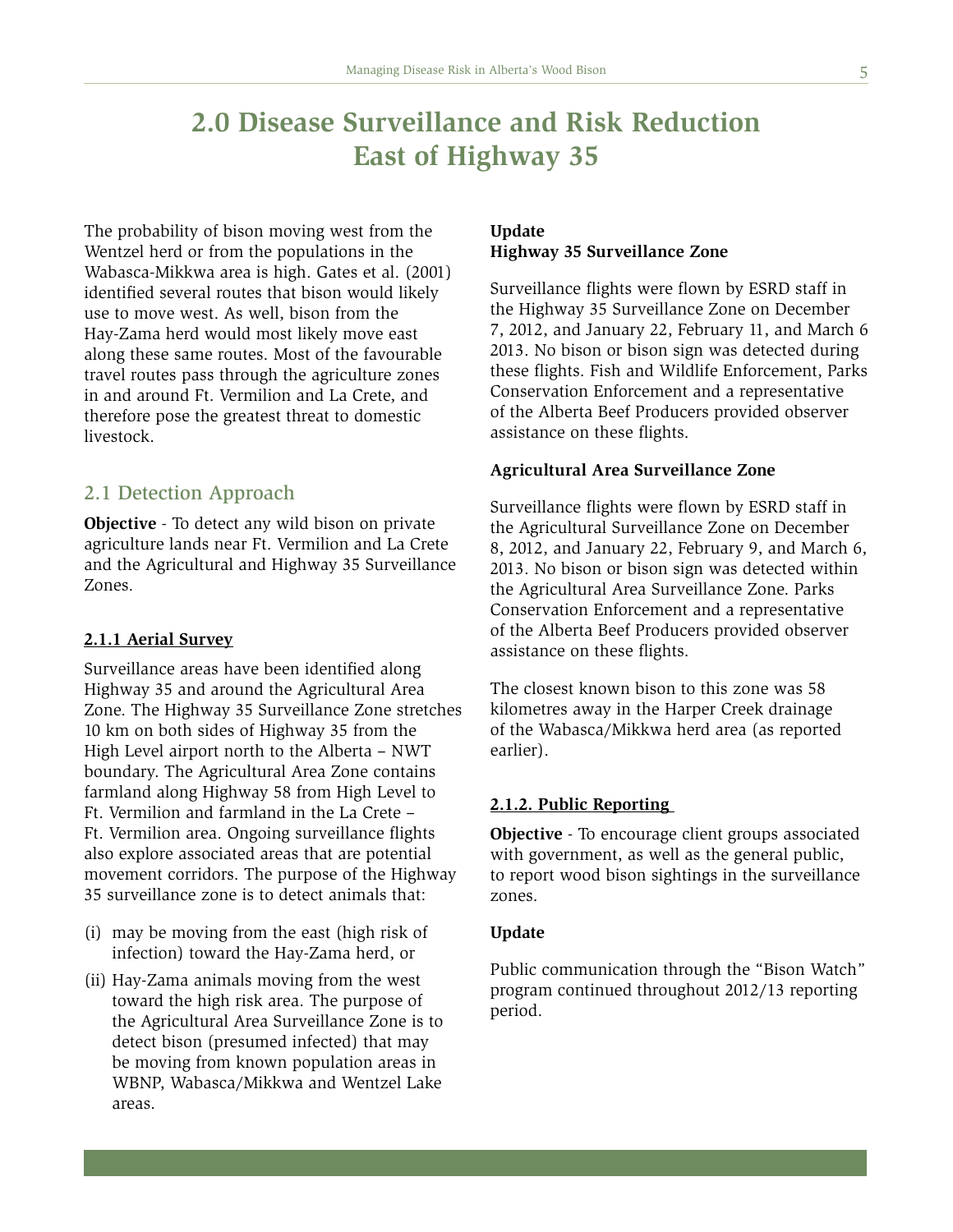# 2.0 Disease Surveillance and Risk Reduction East of Highway 35

The probability of bison moving west from the Wentzel herd or from the populations in the Wabasca-Mikkwa area is high. Gates et al. (2001) identified several routes that bison would likely use to move west. As well, bison from the Hay-Zama herd would most likely move east along these same routes. Most of the favourable travel routes pass through the agriculture zones in and around Ft. Vermilion and La Crete, and therefore pose the greatest threat to domestic livestock.

## 2.1 Detection Approach

**Objective** - To detect any wild bison on private agriculture lands near Ft. Vermilion and La Crete and the Agricultural and Highway 35 Surveillance Zones.

### 2.1.1 Aerial Survey

Surveillance areas have been identified along Highway 35 and around the Agricultural Area Zone. The Highway 35 Surveillance Zone stretches 10 km on both sides of Highway 35 from the High Level airport north to the Alberta – NWT boundary. The Agricultural Area Zone contains farmland along Highway 58 from High Level to Ft. Vermilion and farmland in the La Crete – Ft. Vermilion area. Ongoing surveillance flights also explore associated areas that are potential movement corridors. The purpose of the Highway 35 surveillance zone is to detect animals that:

(i) may be moving from the east (high risk of infection) toward the Hay-Zama herd, or

(ii) Hay-Zama animals moving from the west toward the high risk area. The purpose of the Agricultural Area Surveillance Zone is to detect bison (presumed infected) that may be moving from known population areas in WBNP, Wabasca/Mikkwa and Wentzel Lake areas.

**Update**
**Highway 35 Surveillance Zone**

Surveillance flights were flown by ESRD staff in the Highway 35 Surveillance Zone on December 7, 2012, and January 22, February 11, and March 6 2013. No bison or bison sign was detected during these flights. Fish and Wildlife Enforcement, Parks Conservation Enforcement and a representative of the Alberta Beef Producers provided observer assistance on these flights.

**Agricultural Area Surveillance Zone**

Surveillance flights were flown by ESRD staff in the Agricultural Surveillance Zone on December 8, 2012, and January 22, February 9, and March 6, 2013. No bison or bison sign was detected within the Agricultural Area Surveillance Zone. Parks Conservation Enforcement and a representative of the Alberta Beef Producers provided observer assistance on these flights.

The closest known bison to this zone was 58 kilometres away in the Harper Creek drainage of the Wabasca/Mikkwa herd area (as reported earlier).

### 2.1.2. Public Reporting

**Objective** - To encourage client groups associated with government, as well as the general public, to report wood bison sightings in the surveillance zones.

**Update**

Public communication through the "Bison Watch" program continued throughout 2012/13 reporting period.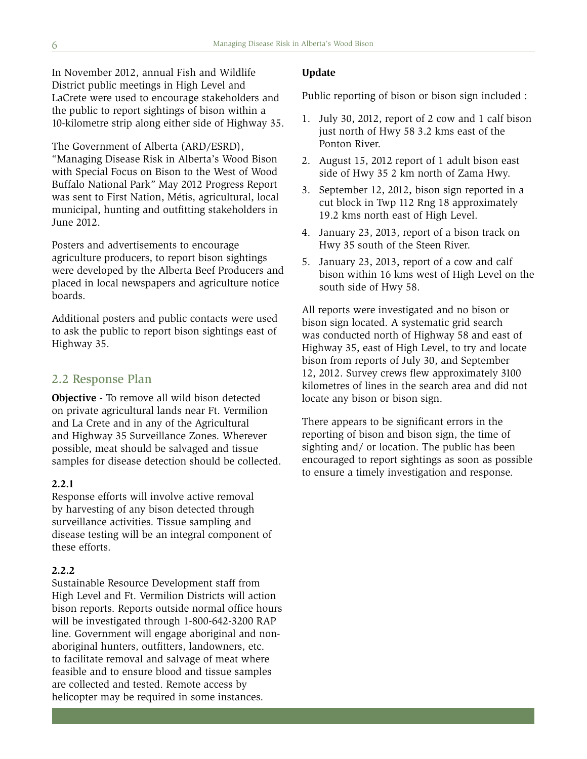In November 2012, annual Fish and Wildlife District public meetings in High Level and LaCrete were used to encourage stakeholders and the public to report sightings of bison within a 10-kilometre strip along either side of Highway 35.

The Government of Alberta (ARD/ESRD), "Managing Disease Risk in Alberta's Wood Bison with Special Focus on Bison to the West of Wood Buffalo National Park" May 2012 Progress Report was sent to First Nation, Métis, agricultural, local municipal, hunting and outfitting stakeholders in June 2012.

Posters and advertisements to encourage agriculture producers, to report bison sightings were developed by the Alberta Beef Producers and placed in local newspapers and agriculture notice boards.

Additional posters and public contacts were used to ask the public to report bison sightings east of Highway 35.

## 2.2 Response Plan

**Objective** - To remove all wild bison detected on private agricultural lands near Ft. Vermilion and La Crete and in any of the Agricultural and Highway 35 Surveillance Zones. Wherever possible, meat should be salvaged and tissue samples for disease detection should be collected.

**2.2.1**
Response efforts will involve active removal by harvesting of any bison detected through surveillance activities. Tissue sampling and disease testing will be an integral component of these efforts.

**2.2.2**
Sustainable Resource Development staff from High Level and Ft. Vermilion Districts will action bison reports. Reports outside normal office hours will be investigated through 1-800-642-3200 RAP line. Government will engage aboriginal and non-aboriginal hunters, outfitters, landowners, etc. to facilitate removal and salvage of meat where feasible and to ensure blood and tissue samples are collected and tested. Remote access by helicopter may be required in some instances.

**Update**

Public reporting of bison or bison sign included :

1. July 30, 2012, report of 2 cow and 1 calf bison just north of Hwy 58 3.2 kms east of the Ponton River.
2. August 15, 2012 report of 1 adult bison east side of Hwy 35 2 km north of Zama Hwy.
3. September 12, 2012, bison sign reported in a cut block in Twp 112 Rng 18 approximately 19.2 kms north east of High Level.
4. January 23, 2013, report of a bison track on Hwy 35 south of the Steen River.
5. January 23, 2013, report of a cow and calf bison within 16 kms west of High Level on the south side of Hwy 58.

All reports were investigated and no bison or bison sign located. A systematic grid search was conducted north of Highway 58 and east of Highway 35, east of High Level, to try and locate bison from reports of July 30, and September 12, 2012. Survey crews flew approximately 3100 kilometres of lines in the search area and did not locate any bison or bison sign.

There appears to be significant errors in the reporting of bison and bison sign, the time of sighting and/ or location. The public has been encouraged to report sightings as soon as possible to ensure a timely investigation and response.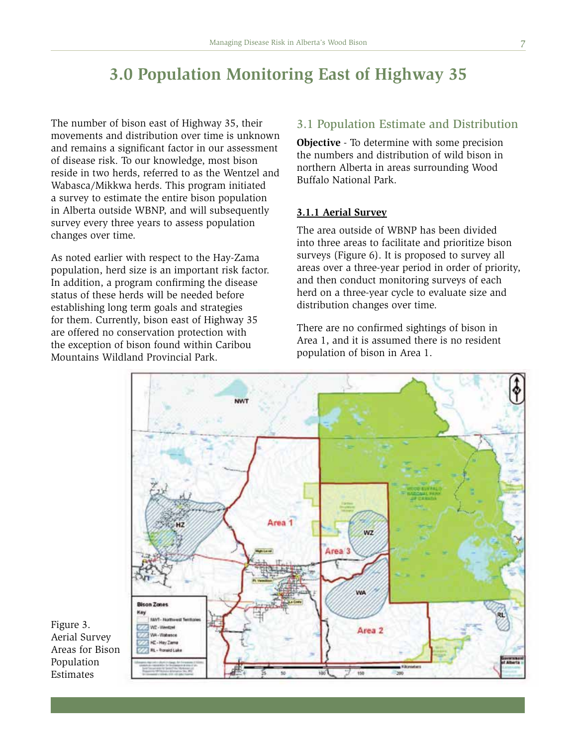# 3.0 Population Monitoring East of Highway 35

The number of bison east of Highway 35, their movements and distribution over time is unknown and remains a significant factor in our assessment of disease risk. To our knowledge, most bison reside in two herds, referred to as the Wentzel and Wabasca/Mikkwa herds. This program initiated a survey to estimate the entire bison population in Alberta outside WBNP, and will subsequently survey every three years to assess population changes over time.

As noted earlier with respect to the Hay-Zama population, herd size is an important risk factor. In addition, a program confirming the disease status of these herds will be needed before establishing long term goals and strategies for them. Currently, bison east of Highway 35 are offered no conservation protection with the exception of bison found within Caribou Mountains Wildland Provincial Park.

## 3.1 Population Estimate and Distribution

**Objective** - To determine with some precision the numbers and distribution of wild bison in northern Alberta in areas surrounding Wood Buffalo National Park.

### 3.1.1 Aerial Survey

The area outside of WBNP has been divided into three areas to facilitate and prioritize bison surveys (Figure 6). It is proposed to survey all areas over a three-year period in order of priority, and then conduct monitoring surveys of each herd on a three-year cycle to evaluate size and distribution changes over time.

There are no confirmed sightings of bison in Area 1, and it is assumed there is no resident population of bison in Area 1.

Figure 3. Aerial Survey Areas for Bison Population Estimates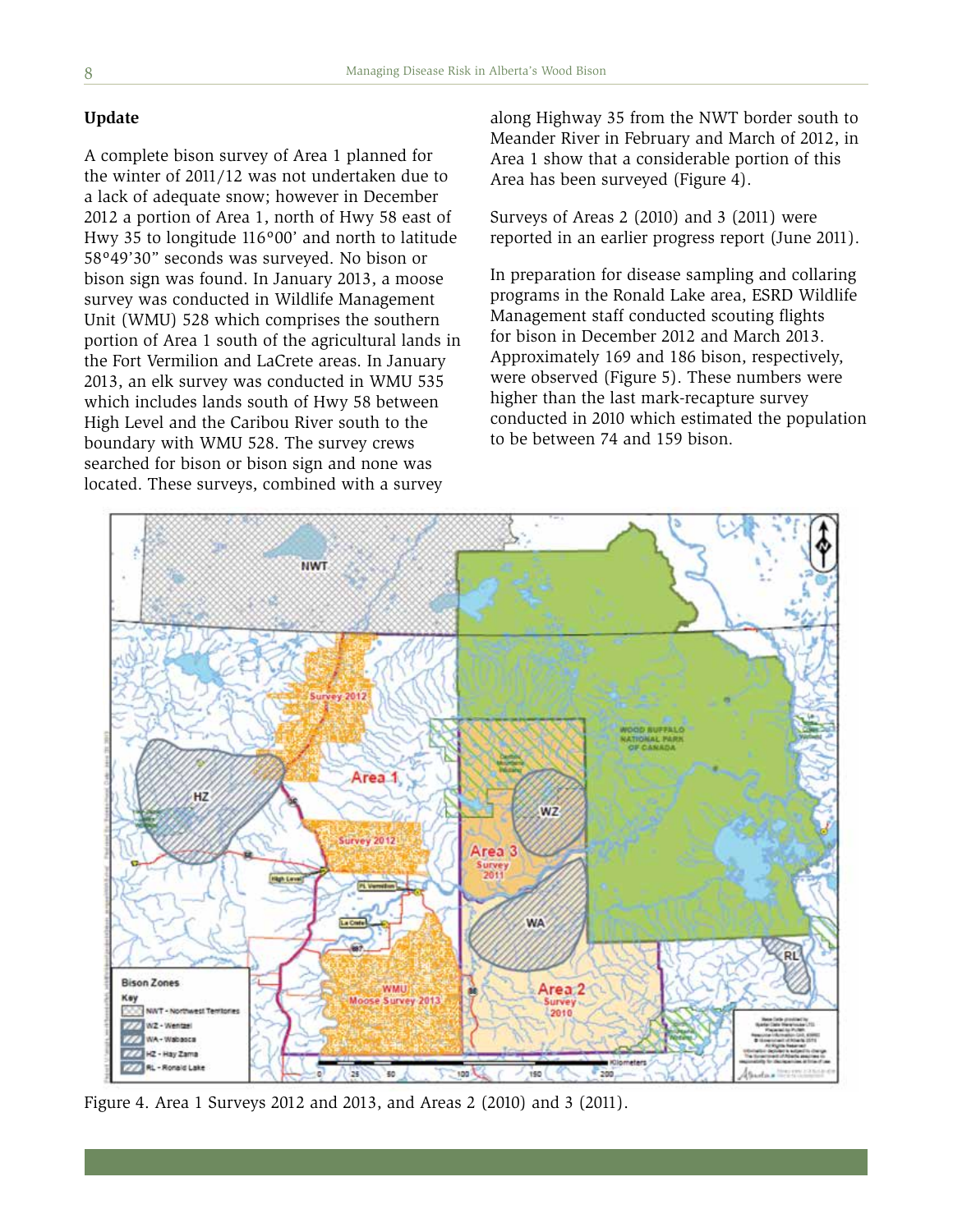## Update

A complete bison survey of Area 1 planned for the winter of 2011/12 was not undertaken due to a lack of adequate snow; however in December 2012 a portion of Area 1, north of Hwy 58 east of Hwy 35 to longitude 116°00' and north to latitude 58°49'30" seconds was surveyed. No bison or bison sign was found. In January 2013, a moose survey was conducted in Wildlife Management Unit (WMU) 528 which comprises the southern portion of Area 1 south of the agricultural lands in the Fort Vermilion and LaCrete areas. In January 2013, an elk survey was conducted in WMU 535 which includes lands south of Hwy 58 between High Level and the Caribou River south to the boundary with WMU 528. The survey crews searched for bison or bison sign and none was located. These surveys, combined with a survey along Highway 35 from the NWT border south to Meander River in February and March of 2012, in Area 1 show that a considerable portion of this Area has been surveyed (Figure 4).

Surveys of Areas 2 (2010) and 3 (2011) were reported in an earlier progress report (June 2011).

In preparation for disease sampling and collaring programs in the Ronald Lake area, ESRD Wildlife Management staff conducted scouting flights for bison in December 2012 and March 2013. Approximately 169 and 186 bison, respectively, were observed (Figure 5). These numbers were higher than the last mark-recapture survey conducted in 2010 which estimated the population to be between 74 and 159 bison.

Figure 4. Area 1 Surveys 2012 and 2013, and Areas 2 (2010) and 3 (2011).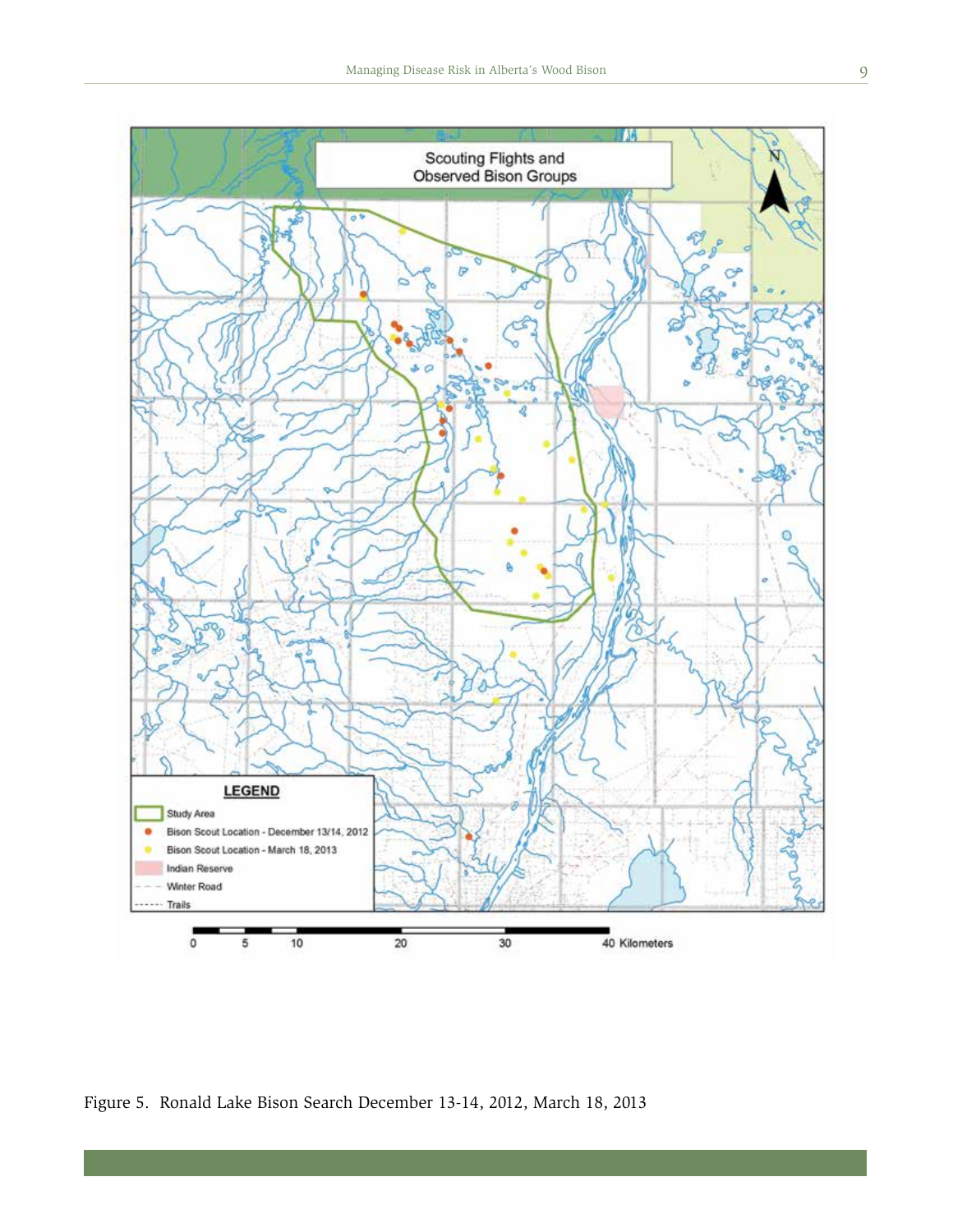Figure 5. Ronald Lake Bison Search December 13-14, 2012, March 18, 2013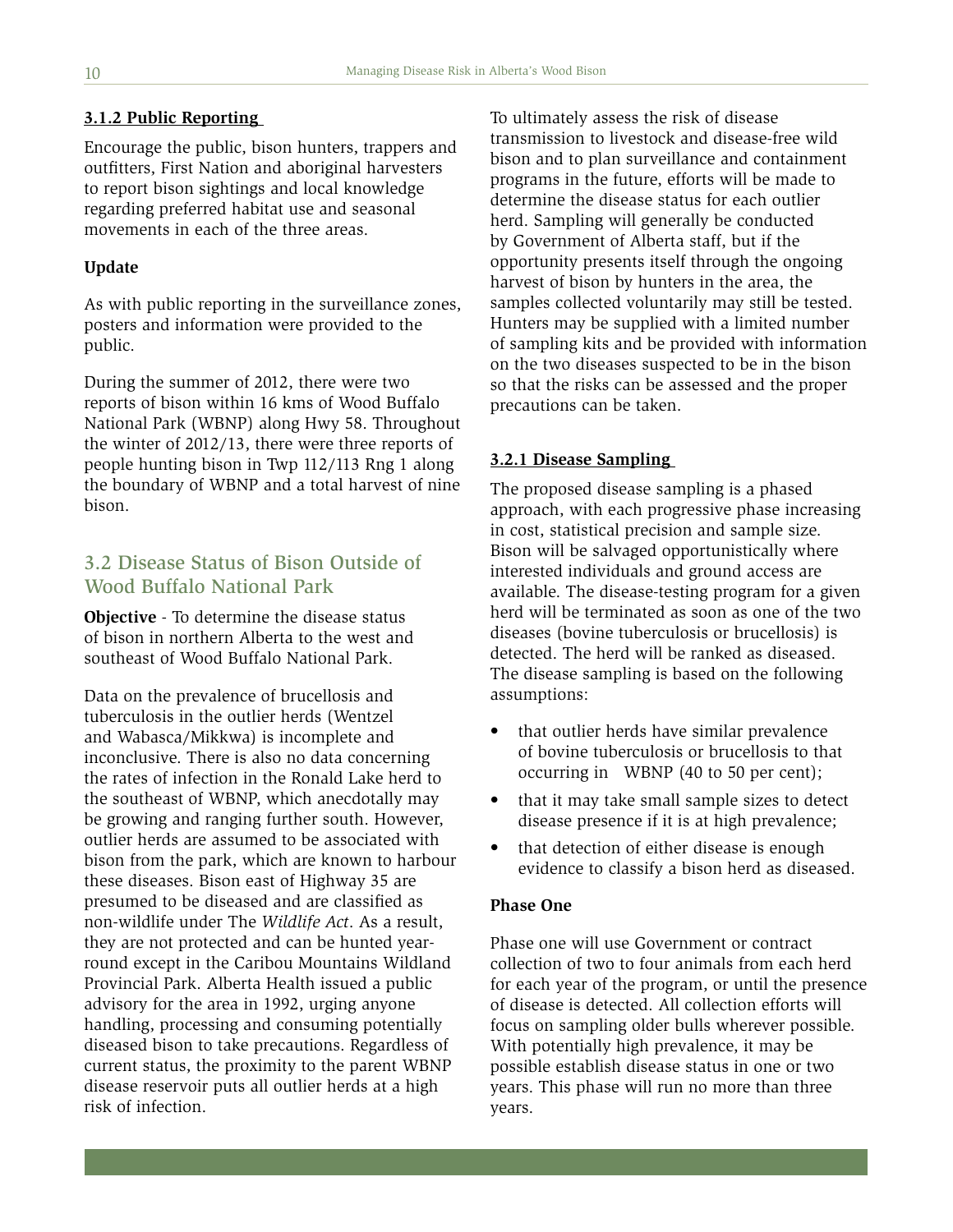### 3.1.2 Public Reporting

Encourage the public, bison hunters, trappers and outfitters, First Nation and aboriginal harvesters to report bison sightings and local knowledge regarding preferred habitat use and seasonal movements in each of the three areas.

**Update**

As with public reporting in the surveillance zones, posters and information were provided to the public.

During the summer of 2012, there were two reports of bison within 16 kms of Wood Buffalo National Park (WBNP) along Hwy 58. Throughout the winter of 2012/13, there were three reports of people hunting bison in Twp 112/113 Rng 1 along the boundary of WBNP and a total harvest of nine bison.

## 3.2 Disease Status of Bison Outside of Wood Buffalo National Park

**Objective** - To determine the disease status of bison in northern Alberta to the west and southeast of Wood Buffalo National Park.

Data on the prevalence of brucellosis and tuberculosis in the outlier herds (Wentzel and Wabasca/Mikkwa) is incomplete and inconclusive. There is also no data concerning the rates of infection in the Ronald Lake herd to the southeast of WBNP, which anecdotally may be growing and ranging further south. However, outlier herds are assumed to be associated with bison from the park, which are known to harbour these diseases. Bison east of Highway 35 are presumed to be diseased and are classified as non-wildlife under The *Wildlife Act*. As a result, they are not protected and can be hunted year-round except in the Caribou Mountains Wildland Provincial Park. Alberta Health issued a public advisory for the area in 1992, urging anyone handling, processing and consuming potentially diseased bison to take precautions. Regardless of current status, the proximity to the parent WBNP disease reservoir puts all outlier herds at a high risk of infection.

To ultimately assess the risk of disease transmission to livestock and disease-free wild bison and to plan surveillance and containment programs in the future, efforts will be made to determine the disease status for each outlier herd. Sampling will generally be conducted by Government of Alberta staff, but if the opportunity presents itself through the ongoing harvest of bison by hunters in the area, the samples collected voluntarily may still be tested. Hunters may be supplied with a limited number of sampling kits and be provided with information on the two diseases suspected to be in the bison so that the risks can be assessed and the proper precautions can be taken.

### 3.2.1 Disease Sampling

The proposed disease sampling is a phased approach, with each progressive phase increasing in cost, statistical precision and sample size. Bison will be salvaged opportunistically where interested individuals and ground access are available. The disease-testing program for a given herd will be terminated as soon as one of the two diseases (bovine tuberculosis or brucellosis) is detected. The herd will be ranked as diseased. The disease sampling is based on the following assumptions:

- that outlier herds have similar prevalence of bovine tuberculosis or brucellosis to that occurring in WBNP (40 to 50 per cent);
- that it may take small sample sizes to detect disease presence if it is at high prevalence;
- that detection of either disease is enough evidence to classify a bison herd as diseased.

**Phase One**

Phase one will use Government or contract collection of two to four animals from each herd for each year of the program, or until the presence of disease is detected. All collection efforts will focus on sampling older bulls wherever possible. With potentially high prevalence, it may be possible establish disease status in one or two years. This phase will run no more than three years.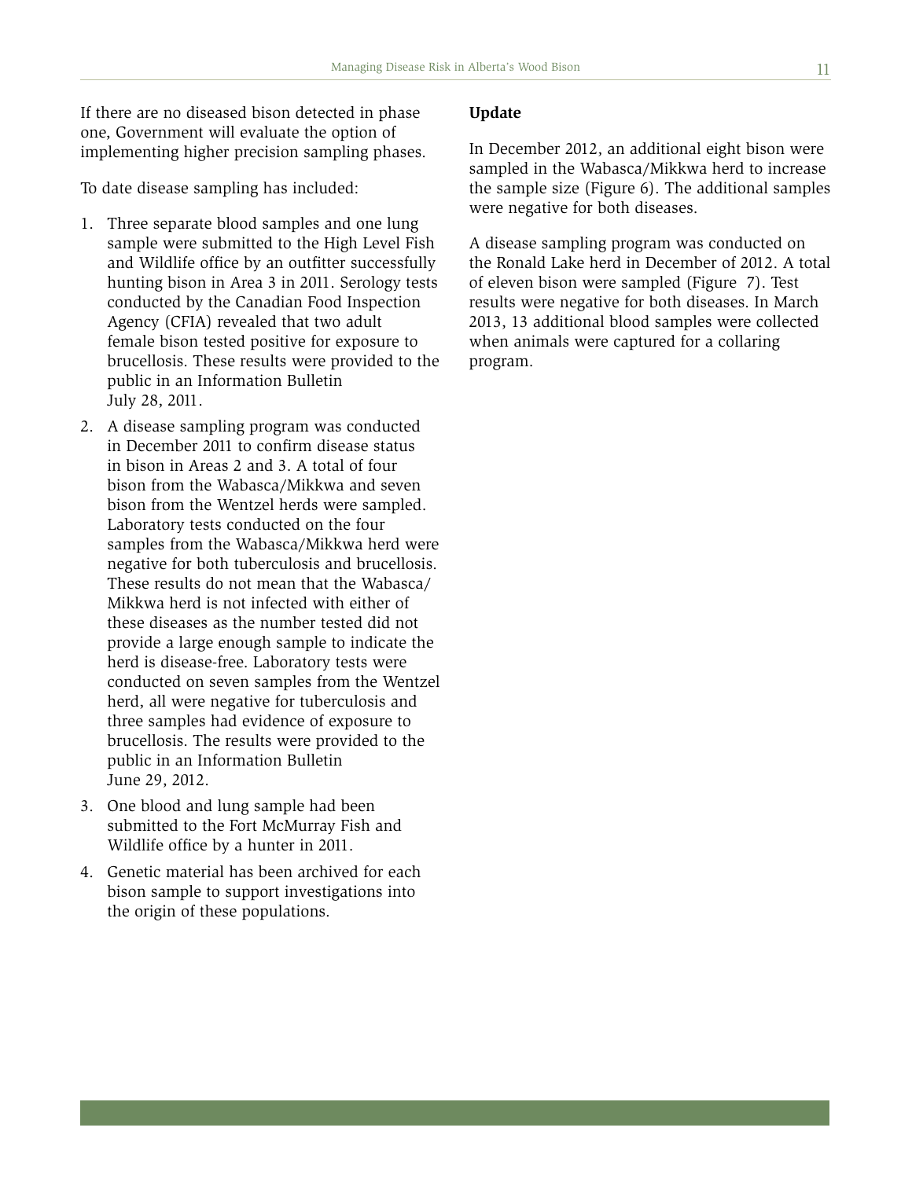If there are no diseased bison detected in phase one, Government will evaluate the option of implementing higher precision sampling phases.

To date disease sampling has included:

1. Three separate blood samples and one lung sample were submitted to the High Level Fish and Wildlife office by an outfitter successfully hunting bison in Area 3 in 2011. Serology tests conducted by the Canadian Food Inspection Agency (CFIA) revealed that two adult female bison tested positive for exposure to brucellosis. These results were provided to the public in an Information Bulletin July 28, 2011.
2. A disease sampling program was conducted in December 2011 to confirm disease status in bison in Areas 2 and 3. A total of four bison from the Wabasca/Mikkwa and seven bison from the Wentzel herds were sampled. Laboratory tests conducted on the four samples from the Wabasca/Mikkwa herd were negative for both tuberculosis and brucellosis. These results do not mean that the Wabasca/Mikkwa herd is not infected with either of these diseases as the number tested did not provide a large enough sample to indicate the herd is disease-free. Laboratory tests were conducted on seven samples from the Wentzel herd, all were negative for tuberculosis and three samples had evidence of exposure to brucellosis. The results were provided to the public in an Information Bulletin June 29, 2012.
3. One blood and lung sample had been submitted to the Fort McMurray Fish and Wildlife office by a hunter in 2011.
4. Genetic material has been archived for each bison sample to support investigations into the origin of these populations.

**Update**

In December 2012, an additional eight bison were sampled in the Wabasca/Mikkwa herd to increase the sample size (Figure 6). The additional samples were negative for both diseases.

A disease sampling program was conducted on the Ronald Lake herd in December of 2012. A total of eleven bison were sampled (Figure 7). Test results were negative for both diseases. In March 2013, 13 additional blood samples were collected when animals were captured for a collaring program.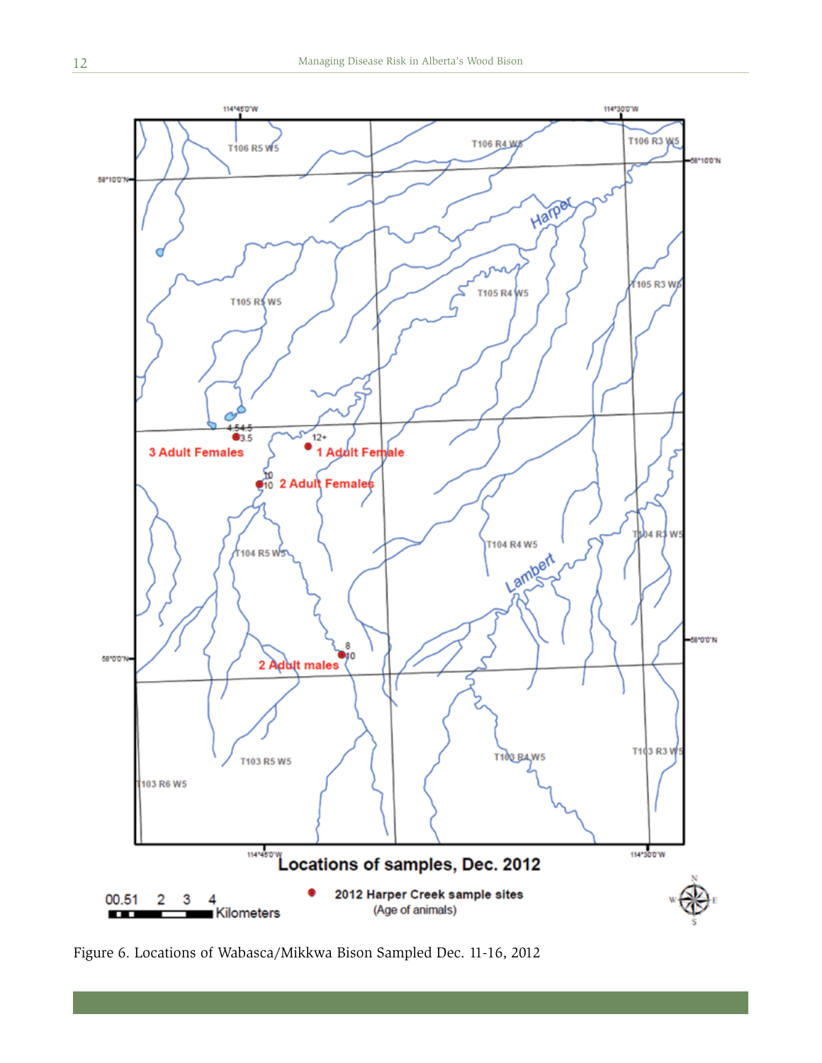Figure 6. Locations of Wabasca/Mikkwa Bison Sampled Dec. 11-16, 2012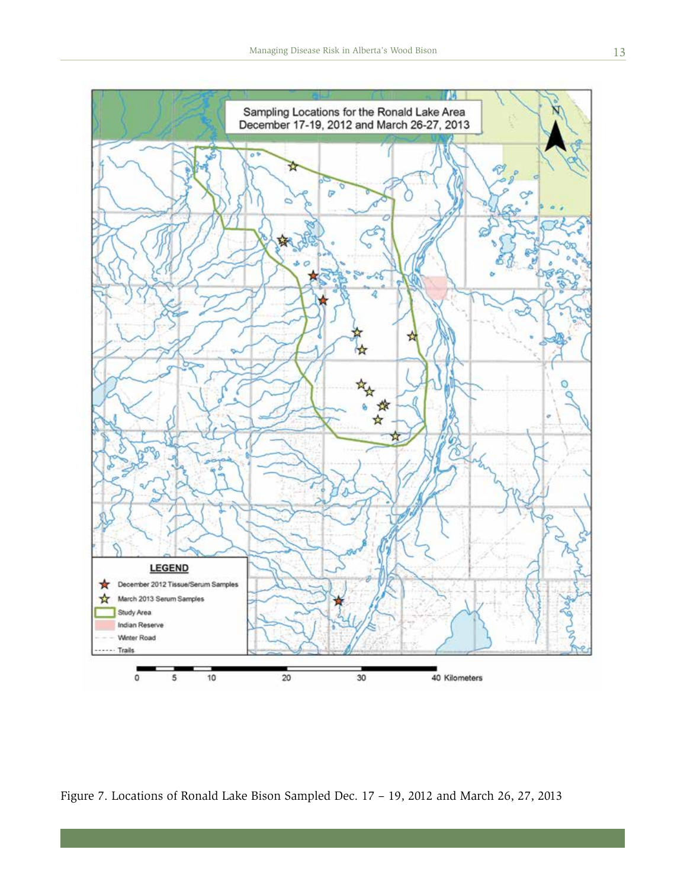Figure 7. Locations of Ronald Lake Bison Sampled Dec. 17 – 19, 2012 and March 26, 27, 2013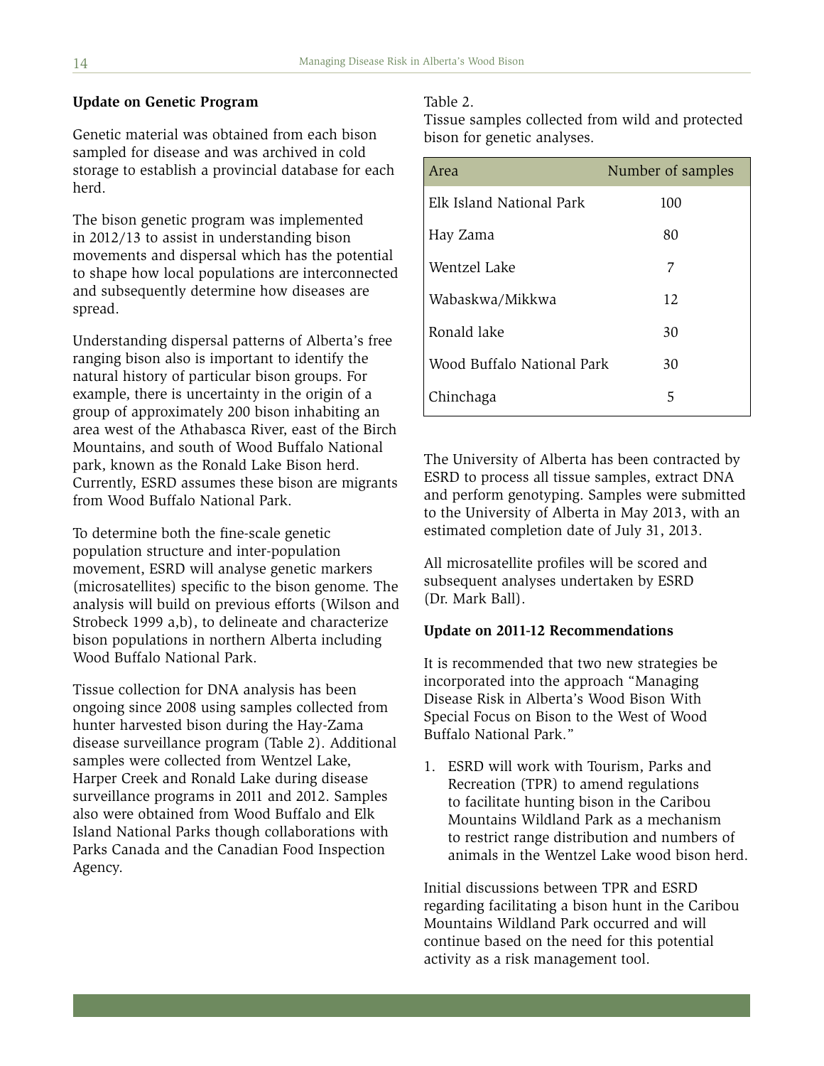## Update on Genetic Program

Genetic material was obtained from each bison sampled for disease and was archived in cold storage to establish a provincial database for each herd.

The bison genetic program was implemented in 2012/13 to assist in understanding bison movements and dispersal which has the potential to shape how local populations are interconnected and subsequently determine how diseases are spread.

Understanding dispersal patterns of Alberta's free ranging bison also is important to identify the natural history of particular bison groups. For example, there is uncertainty in the origin of a group of approximately 200 bison inhabiting an area west of the Athabasca River, east of the Birch Mountains, and south of Wood Buffalo National park, known as the Ronald Lake Bison herd. Currently, ESRD assumes these bison are migrants from Wood Buffalo National Park.

To determine both the fine-scale genetic population structure and inter-population movement, ESRD will analyse genetic markers (microsatellites) specific to the bison genome. The analysis will build on previous efforts (Wilson and Strobeck 1999 a,b), to delineate and characterize bison populations in northern Alberta including Wood Buffalo National Park.

Tissue collection for DNA analysis has been ongoing since 2008 using samples collected from hunter harvested bison during the Hay-Zama disease surveillance program (Table 2). Additional samples were collected from Wentzel Lake, Harper Creek and Ronald Lake during disease surveillance programs in 2011 and 2012. Samples also were obtained from Wood Buffalo and Elk Island National Parks though collaborations with Parks Canada and the Canadian Food Inspection Agency.

Table 2.
Tissue samples collected from wild and protected bison for genetic analyses.

| Area | Number of samples |
|---|---|
| Elk Island National Park | 100 |
| Hay Zama | 80 |
| Wentzel Lake | 7 |
| Wabaskwa/Mikkwa | 12 |
| Ronald lake | 30 |
| Wood Buffalo National Park | 30 |
| Chinchaga | 5 |

The University of Alberta has been contracted by ESRD to process all tissue samples, extract DNA and perform genotyping. Samples were submitted to the University of Alberta in May 2013, with an estimated completion date of July 31, 2013.

All microsatellite profiles will be scored and subsequent analyses undertaken by ESRD (Dr. Mark Ball).

## Update on 2011-12 Recommendations

It is recommended that two new strategies be incorporated into the approach "Managing Disease Risk in Alberta's Wood Bison With Special Focus on Bison to the West of Wood Buffalo National Park."

1. ESRD will work with Tourism, Parks and Recreation (TPR) to amend regulations to facilitate hunting bison in the Caribou Mountains Wildland Park as a mechanism to restrict range distribution and numbers of animals in the Wentzel Lake wood bison herd.

Initial discussions between TPR and ESRD regarding facilitating a bison hunt in the Caribou Mountains Wildland Park occurred and will continue based on the need for this potential activity as a risk management tool.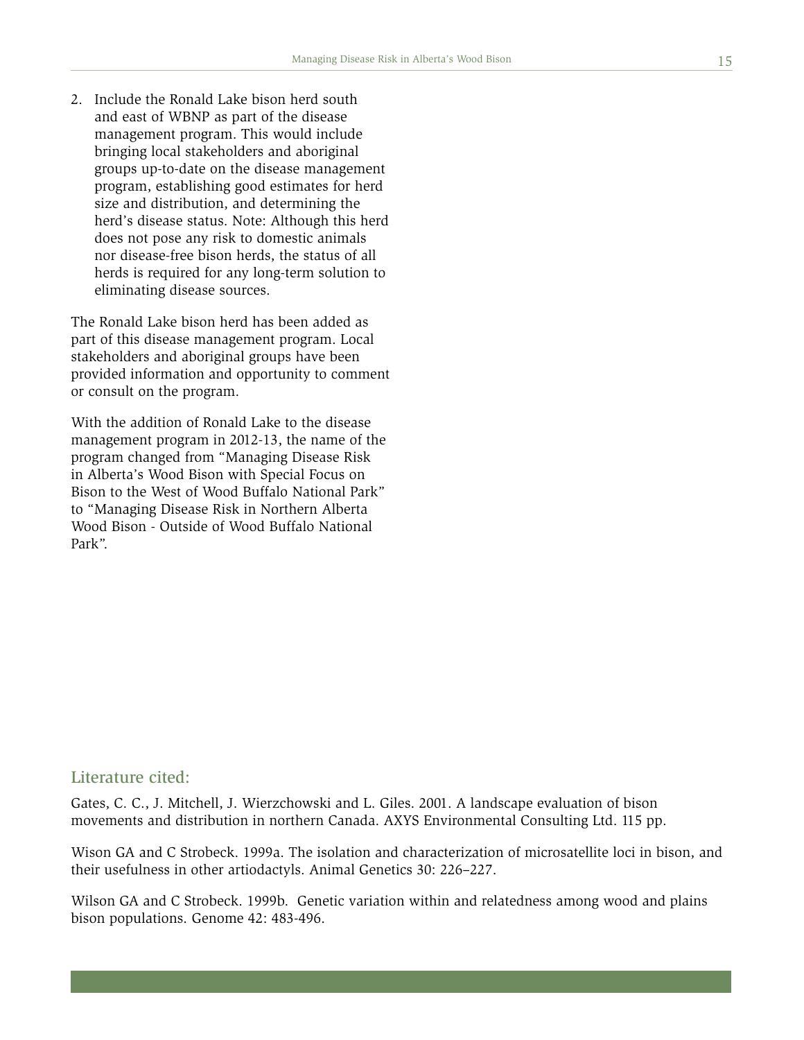2. Include the Ronald Lake bison herd south and east of WBNP as part of the disease management program. This would include bringing local stakeholders and aboriginal groups up-to-date on the disease management program, establishing good estimates for herd size and distribution, and determining the herd's disease status. Note: Although this herd does not pose any risk to domestic animals nor disease-free bison herds, the status of all herds is required for any long-term solution to eliminating disease sources.

The Ronald Lake bison herd has been added as part of this disease management program. Local stakeholders and aboriginal groups have been provided information and opportunity to comment or consult on the program.

With the addition of Ronald Lake to the disease management program in 2012-13, the name of the program changed from "Managing Disease Risk in Alberta's Wood Bison with Special Focus on Bison to the West of Wood Buffalo National Park" to "Managing Disease Risk in Northern Alberta Wood Bison - Outside of Wood Buffalo National Park".

## Literature cited:

Gates, C. C., J. Mitchell, J. Wierzchowski and L. Giles. 2001. A landscape evaluation of bison movements and distribution in northern Canada. AXYS Environmental Consulting Ltd. 115 pp.

Wison GA and C Strobeck. 1999a. The isolation and characterization of microsatellite loci in bison, and their usefulness in other artiodactyls. Animal Genetics 30: 226–227.

Wilson GA and C Strobeck. 1999b. Genetic variation within and relatedness among wood and plains bison populations. Genome 42: 483-496.